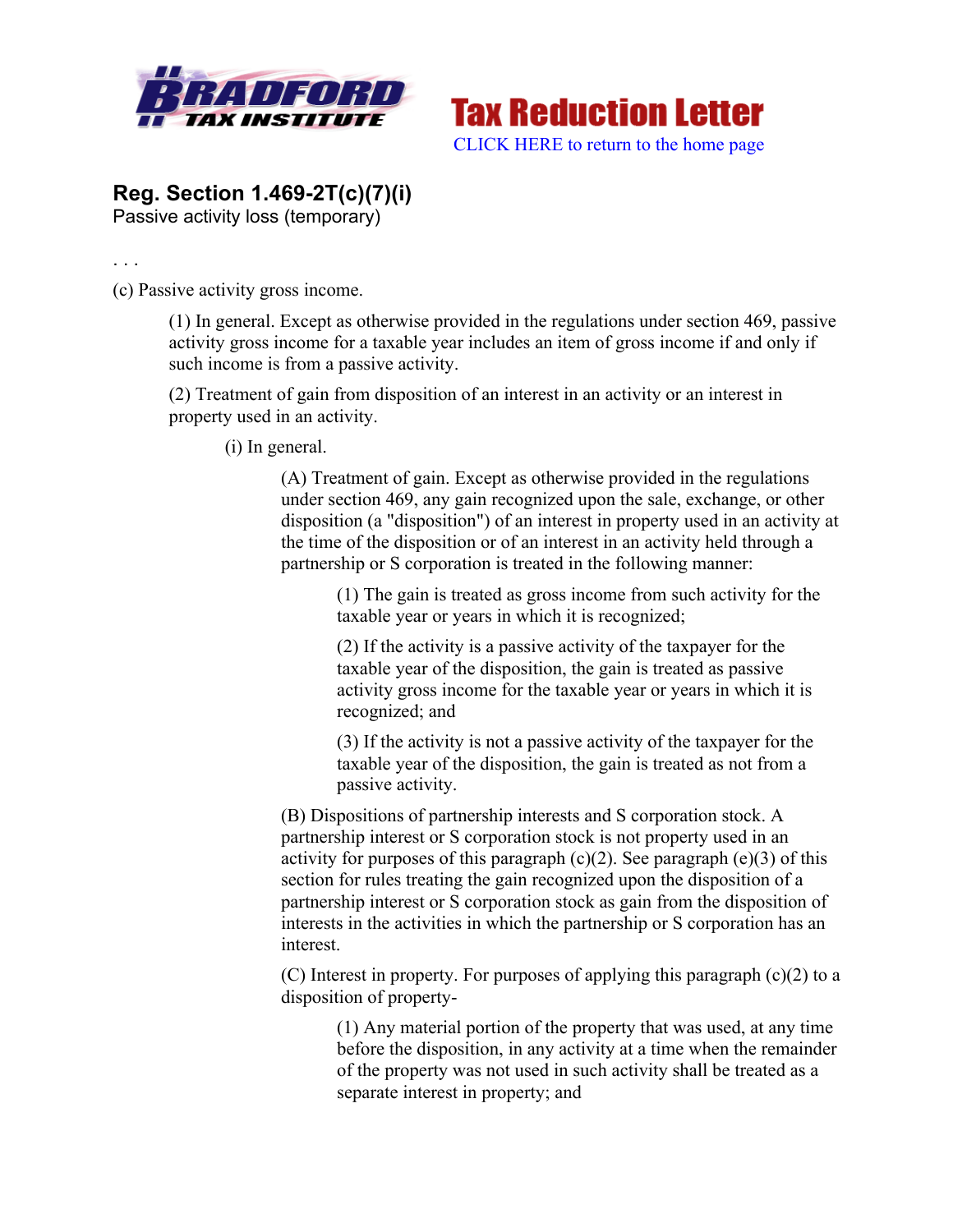Tax Reduction Letter

CLICK HERE to return to the home page

## Reg. Section 1.469-2T(c)(7)(i)

Passive activity loss (temporary)

. . .

(c) Passive activity gross income.

> (1) In general. Except as otherwise provided in the regulations under section 469, passive activity gross income for a taxable year includes an item of gross income if and only if such income is from a passive activity.
>
> (2) Treatment of gain from disposition of an interest in an activity or an interest in property used in an activity.
>
> > (i) In general.
> >
> > > (A) Treatment of gain. Except as otherwise provided in the regulations under section 469, any gain recognized upon the sale, exchange, or other disposition (a "disposition") of an interest in property used in an activity at the time of the disposition or of an interest in an activity held through a partnership or S corporation is treated in the following manner:
> > >
> > > > (1) The gain is treated as gross income from such activity for the taxable year or years in which it is recognized;
> > > >
> > > > (2) If the activity is a passive activity of the taxpayer for the taxable year of the disposition, the gain is treated as passive activity gross income for the taxable year or years in which it is recognized; and
> > > >
> > > > (3) If the activity is not a passive activity of the taxpayer for the taxable year of the disposition, the gain is treated as not from a passive activity.
> > >
> > > (B) Dispositions of partnership interests and S corporation stock. A partnership interest or S corporation stock is not property used in an activity for purposes of this paragraph (c)(2). See paragraph (e)(3) of this section for rules treating the gain recognized upon the disposition of a partnership interest or S corporation stock as gain from the disposition of interests in the activities in which the partnership or S corporation has an interest.
> > >
> > > (C) Interest in property. For purposes of applying this paragraph (c)(2) to a disposition of property-
> > >
> > > > (1) Any material portion of the property that was used, at any time before the disposition, in any activity at a time when the remainder of the property was not used in such activity shall be treated as a separate interest in property; and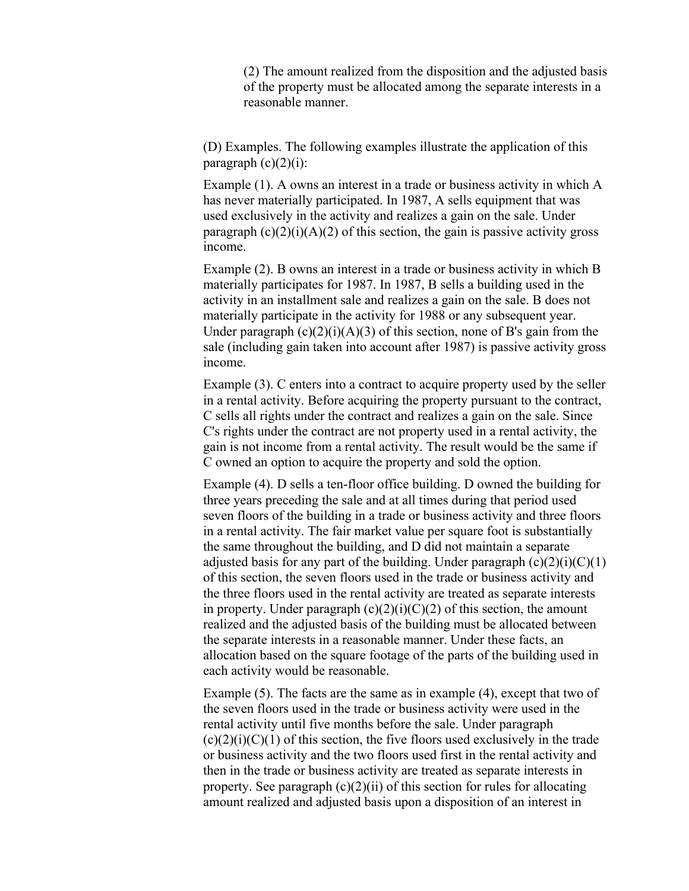(2) The amount realized from the disposition and the adjusted basis of the property must be allocated among the separate interests in a reasonable manner.

(D) Examples. The following examples illustrate the application of this paragraph (c)(2)(i):

Example (1). A owns an interest in a trade or business activity in which A has never materially participated. In 1987, A sells equipment that was used exclusively in the activity and realizes a gain on the sale. Under paragraph (c)(2)(i)(A)(2) of this section, the gain is passive activity gross income.

Example (2). B owns an interest in a trade or business activity in which B materially participates for 1987. In 1987, B sells a building used in the activity in an installment sale and realizes a gain on the sale. B does not materially participate in the activity for 1988 or any subsequent year. Under paragraph (c)(2)(i)(A)(3) of this section, none of B's gain from the sale (including gain taken into account after 1987) is passive activity gross income.

Example (3). C enters into a contract to acquire property used by the seller in a rental activity. Before acquiring the property pursuant to the contract, C sells all rights under the contract and realizes a gain on the sale. Since C's rights under the contract are not property used in a rental activity, the gain is not income from a rental activity. The result would be the same if C owned an option to acquire the property and sold the option.

Example (4). D sells a ten-floor office building. D owned the building for three years preceding the sale and at all times during that period used seven floors of the building in a trade or business activity and three floors in a rental activity. The fair market value per square foot is substantially the same throughout the building, and D did not maintain a separate adjusted basis for any part of the building. Under paragraph (c)(2)(i)(C)(1) of this section, the seven floors used in the trade or business activity and the three floors used in the rental activity are treated as separate interests in property. Under paragraph (c)(2)(i)(C)(2) of this section, the amount realized and the adjusted basis of the building must be allocated between the separate interests in a reasonable manner. Under these facts, an allocation based on the square footage of the parts of the building used in each activity would be reasonable.

Example (5). The facts are the same as in example (4), except that two of the seven floors used in the trade or business activity were used in the rental activity until five months before the sale. Under paragraph (c)(2)(i)(C)(1) of this section, the five floors used exclusively in the trade or business activity and the two floors used first in the rental activity and then in the trade or business activity are treated as separate interests in property. See paragraph (c)(2)(ii) of this section for rules for allocating amount realized and adjusted basis upon a disposition of an interest in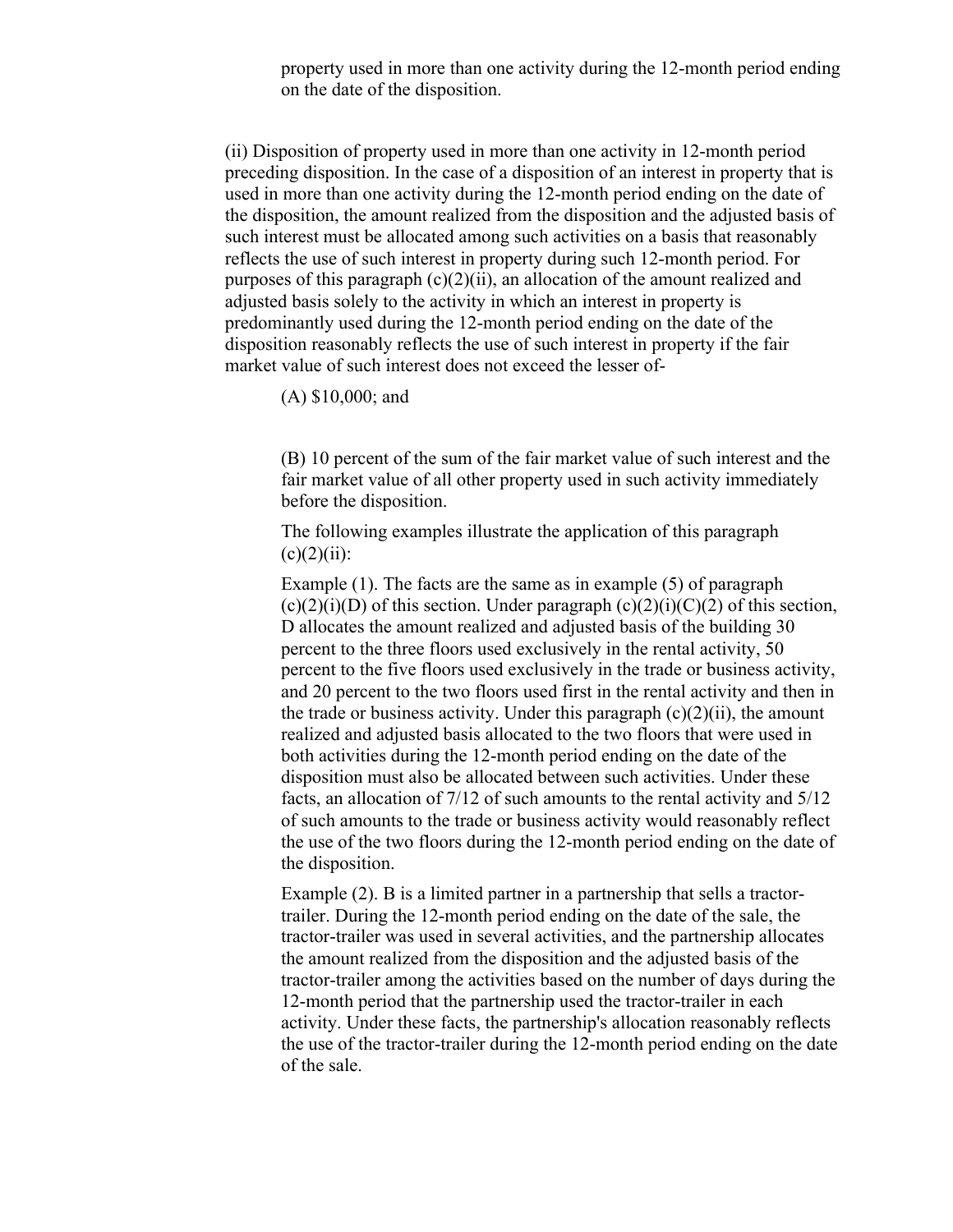property used in more than one activity during the 12-month period ending on the date of the disposition.

(ii) Disposition of property used in more than one activity in 12-month period preceding disposition. In the case of a disposition of an interest in property that is used in more than one activity during the 12-month period ending on the date of the disposition, the amount realized from the disposition and the adjusted basis of such interest must be allocated among such activities on a basis that reasonably reflects the use of such interest in property during such 12-month period. For purposes of this paragraph (c)(2)(ii), an allocation of the amount realized and adjusted basis solely to the activity in which an interest in property is predominantly used during the 12-month period ending on the date of the disposition reasonably reflects the use of such interest in property if the fair market value of such interest does not exceed the lesser of-

(A) $10,000; and

(B) 10 percent of the sum of the fair market value of such interest and the fair market value of all other property used in such activity immediately before the disposition.

The following examples illustrate the application of this paragraph (c)(2)(ii):

Example (1). The facts are the same as in example (5) of paragraph (c)(2)(i)(D) of this section. Under paragraph (c)(2)(i)(C)(2) of this section, D allocates the amount realized and adjusted basis of the building 30 percent to the three floors used exclusively in the rental activity, 50 percent to the five floors used exclusively in the trade or business activity, and 20 percent to the two floors used first in the rental activity and then in the trade or business activity. Under this paragraph (c)(2)(ii), the amount realized and adjusted basis allocated to the two floors that were used in both activities during the 12-month period ending on the date of the disposition must also be allocated between such activities. Under these facts, an allocation of 7/12 of such amounts to the rental activity and 5/12 of such amounts to the trade or business activity would reasonably reflect the use of the two floors during the 12-month period ending on the date of the disposition.

Example (2). B is a limited partner in a partnership that sells a tractor-trailer. During the 12-month period ending on the date of the sale, the tractor-trailer was used in several activities, and the partnership allocates the amount realized from the disposition and the adjusted basis of the tractor-trailer among the activities based on the number of days during the 12-month period that the partnership used the tractor-trailer in each activity. Under these facts, the partnership's allocation reasonably reflects the use of the tractor-trailer during the 12-month period ending on the date of the sale.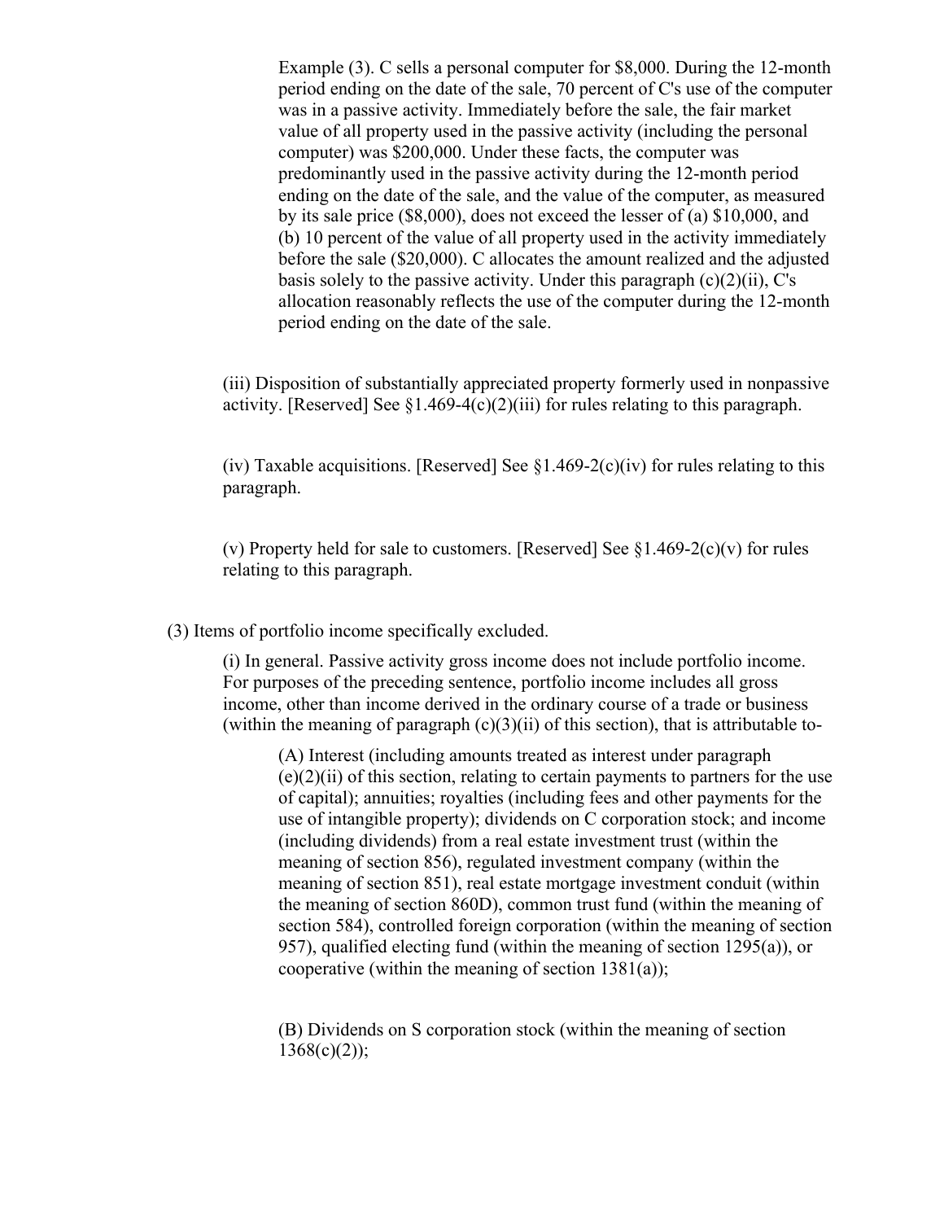Example (3). C sells a personal computer for $8,000. During the 12-month period ending on the date of the sale, 70 percent of C's use of the computer was in a passive activity. Immediately before the sale, the fair market value of all property used in the passive activity (including the personal computer) was $200,000. Under these facts, the computer was predominantly used in the passive activity during the 12-month period ending on the date of the sale, and the value of the computer, as measured by its sale price ($8,000), does not exceed the lesser of (a) $10,000, and (b) 10 percent of the value of all property used in the activity immediately before the sale ($20,000). C allocates the amount realized and the adjusted basis solely to the passive activity. Under this paragraph (c)(2)(ii), C's allocation reasonably reflects the use of the computer during the 12-month period ending on the date of the sale.

(iii) Disposition of substantially appreciated property formerly used in nonpassive activity. [Reserved] See §1.469-4(c)(2)(iii) for rules relating to this paragraph.

(iv) Taxable acquisitions. [Reserved] See §1.469-2(c)(iv) for rules relating to this paragraph.

(v) Property held for sale to customers. [Reserved] See §1.469-2(c)(v) for rules relating to this paragraph.

(3) Items of portfolio income specifically excluded.

(i) In general. Passive activity gross income does not include portfolio income. For purposes of the preceding sentence, portfolio income includes all gross income, other than income derived in the ordinary course of a trade or business (within the meaning of paragraph (c)(3)(ii) of this section), that is attributable to-

(A) Interest (including amounts treated as interest under paragraph (e)(2)(ii) of this section, relating to certain payments to partners for the use of capital); annuities; royalties (including fees and other payments for the use of intangible property); dividends on C corporation stock; and income (including dividends) from a real estate investment trust (within the meaning of section 856), regulated investment company (within the meaning of section 851), real estate mortgage investment conduit (within the meaning of section 860D), common trust fund (within the meaning of section 584), controlled foreign corporation (within the meaning of section 957), qualified electing fund (within the meaning of section 1295(a)), or cooperative (within the meaning of section 1381(a));

(B) Dividends on S corporation stock (within the meaning of section 1368(c)(2));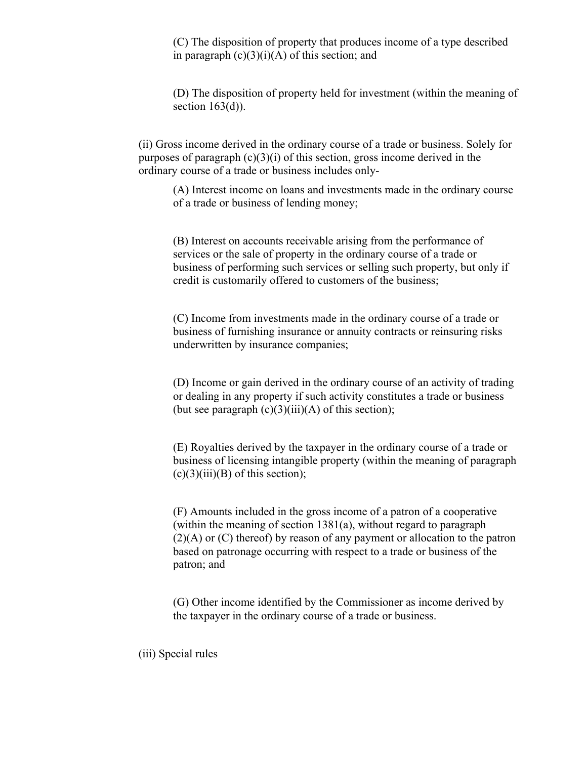(C) The disposition of property that produces income of a type described in paragraph (c)(3)(i)(A) of this section; and

(D) The disposition of property held for investment (within the meaning of section 163(d)).

(ii) Gross income derived in the ordinary course of a trade or business. Solely for purposes of paragraph (c)(3)(i) of this section, gross income derived in the ordinary course of a trade or business includes only-

(A) Interest income on loans and investments made in the ordinary course of a trade or business of lending money;

(B) Interest on accounts receivable arising from the performance of services or the sale of property in the ordinary course of a trade or business of performing such services or selling such property, but only if credit is customarily offered to customers of the business;

(C) Income from investments made in the ordinary course of a trade or business of furnishing insurance or annuity contracts or reinsuring risks underwritten by insurance companies;

(D) Income or gain derived in the ordinary course of an activity of trading or dealing in any property if such activity constitutes a trade or business (but see paragraph (c)(3)(iii)(A) of this section);

(E) Royalties derived by the taxpayer in the ordinary course of a trade or business of licensing intangible property (within the meaning of paragraph (c)(3)(iii)(B) of this section);

(F) Amounts included in the gross income of a patron of a cooperative (within the meaning of section 1381(a), without regard to paragraph (2)(A) or (C) thereof) by reason of any payment or allocation to the patron based on patronage occurring with respect to a trade or business of the patron; and

(G) Other income identified by the Commissioner as income derived by the taxpayer in the ordinary course of a trade or business.

(iii) Special rules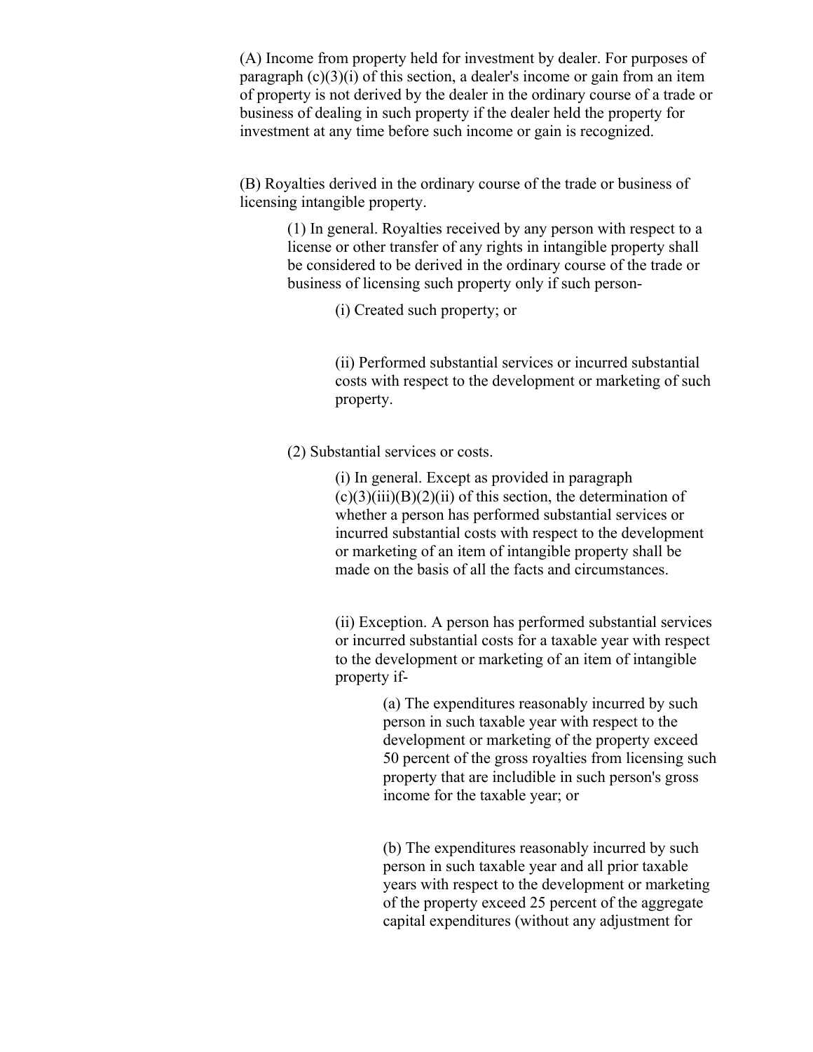(A) Income from property held for investment by dealer. For purposes of paragraph (c)(3)(i) of this section, a dealer's income or gain from an item of property is not derived by the dealer in the ordinary course of a trade or business of dealing in such property if the dealer held the property for investment at any time before such income or gain is recognized.

(B) Royalties derived in the ordinary course of the trade or business of licensing intangible property.

(1) In general. Royalties received by any person with respect to a license or other transfer of any rights in intangible property shall be considered to be derived in the ordinary course of the trade or business of licensing such property only if such person-

(i) Created such property; or

(ii) Performed substantial services or incurred substantial costs with respect to the development or marketing of such property.

(2) Substantial services or costs.

(i) In general. Except as provided in paragraph (c)(3)(iii)(B)(2)(ii) of this section, the determination of whether a person has performed substantial services or incurred substantial costs with respect to the development or marketing of an item of intangible property shall be made on the basis of all the facts and circumstances.

(ii) Exception. A person has performed substantial services or incurred substantial costs for a taxable year with respect to the development or marketing of an item of intangible property if-

(a) The expenditures reasonably incurred by such person in such taxable year with respect to the development or marketing of the property exceed 50 percent of the gross royalties from licensing such property that are includible in such person's gross income for the taxable year; or

(b) The expenditures reasonably incurred by such person in such taxable year and all prior taxable years with respect to the development or marketing of the property exceed 25 percent of the aggregate capital expenditures (without any adjustment for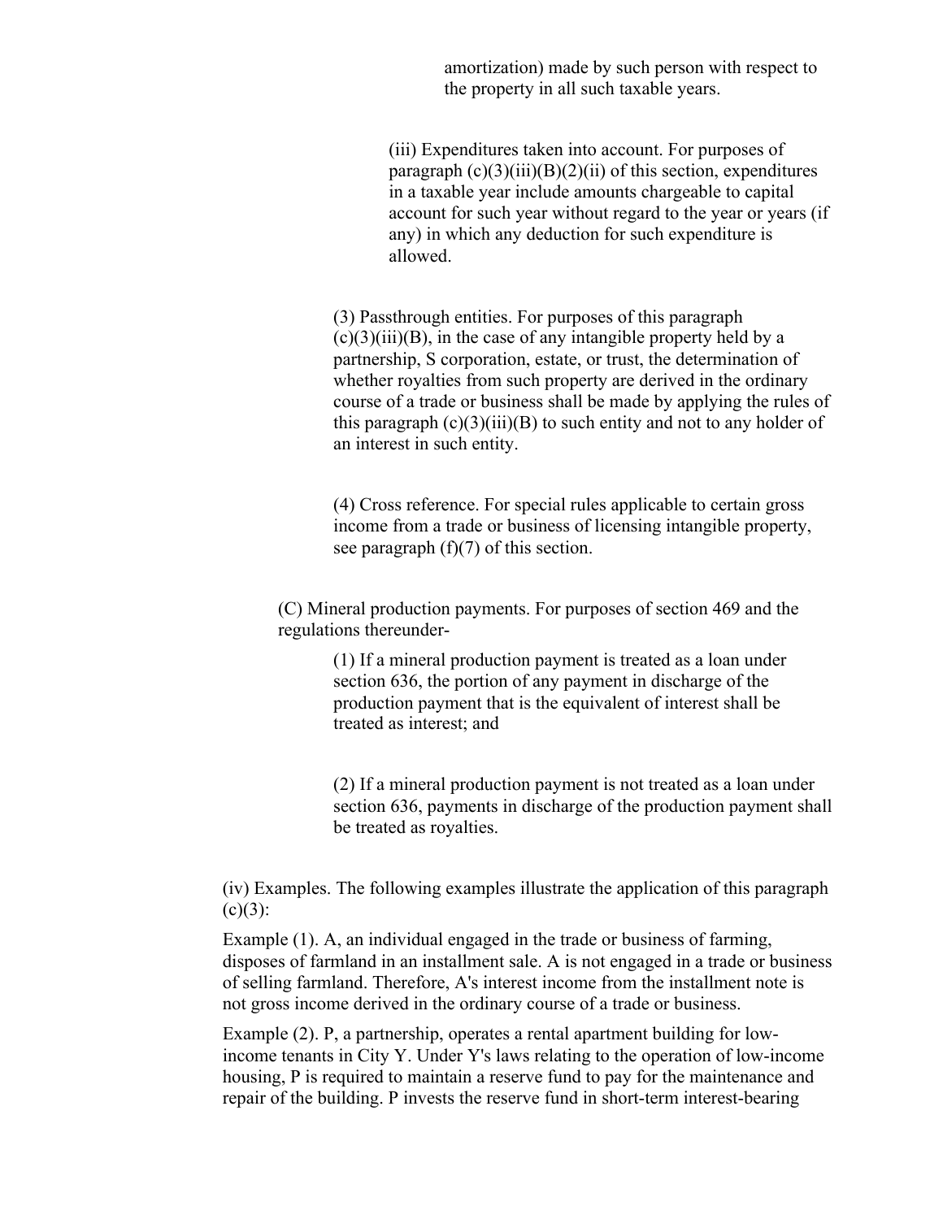amortization) made by such person with respect to the property in all such taxable years.

(iii) Expenditures taken into account. For purposes of paragraph (c)(3)(iii)(B)(2)(ii) of this section, expenditures in a taxable year include amounts chargeable to capital account for such year without regard to the year or years (if any) in which any deduction for such expenditure is allowed.

(3) Passthrough entities. For purposes of this paragraph (c)(3)(iii)(B), in the case of any intangible property held by a partnership, S corporation, estate, or trust, the determination of whether royalties from such property are derived in the ordinary course of a trade or business shall be made by applying the rules of this paragraph (c)(3)(iii)(B) to such entity and not to any holder of an interest in such entity.

(4) Cross reference. For special rules applicable to certain gross income from a trade or business of licensing intangible property, see paragraph (f)(7) of this section.

(C) Mineral production payments. For purposes of section 469 and the regulations thereunder-

(1) If a mineral production payment is treated as a loan under section 636, the portion of any payment in discharge of the production payment that is the equivalent of interest shall be treated as interest; and

(2) If a mineral production payment is not treated as a loan under section 636, payments in discharge of the production payment shall be treated as royalties.

(iv) Examples. The following examples illustrate the application of this paragraph (c)(3):

Example (1). A, an individual engaged in the trade or business of farming, disposes of farmland in an installment sale. A is not engaged in a trade or business of selling farmland. Therefore, A's interest income from the installment note is not gross income derived in the ordinary course of a trade or business.

Example (2). P, a partnership, operates a rental apartment building for low-income tenants in City Y. Under Y's laws relating to the operation of low-income housing, P is required to maintain a reserve fund to pay for the maintenance and repair of the building. P invests the reserve fund in short-term interest-bearing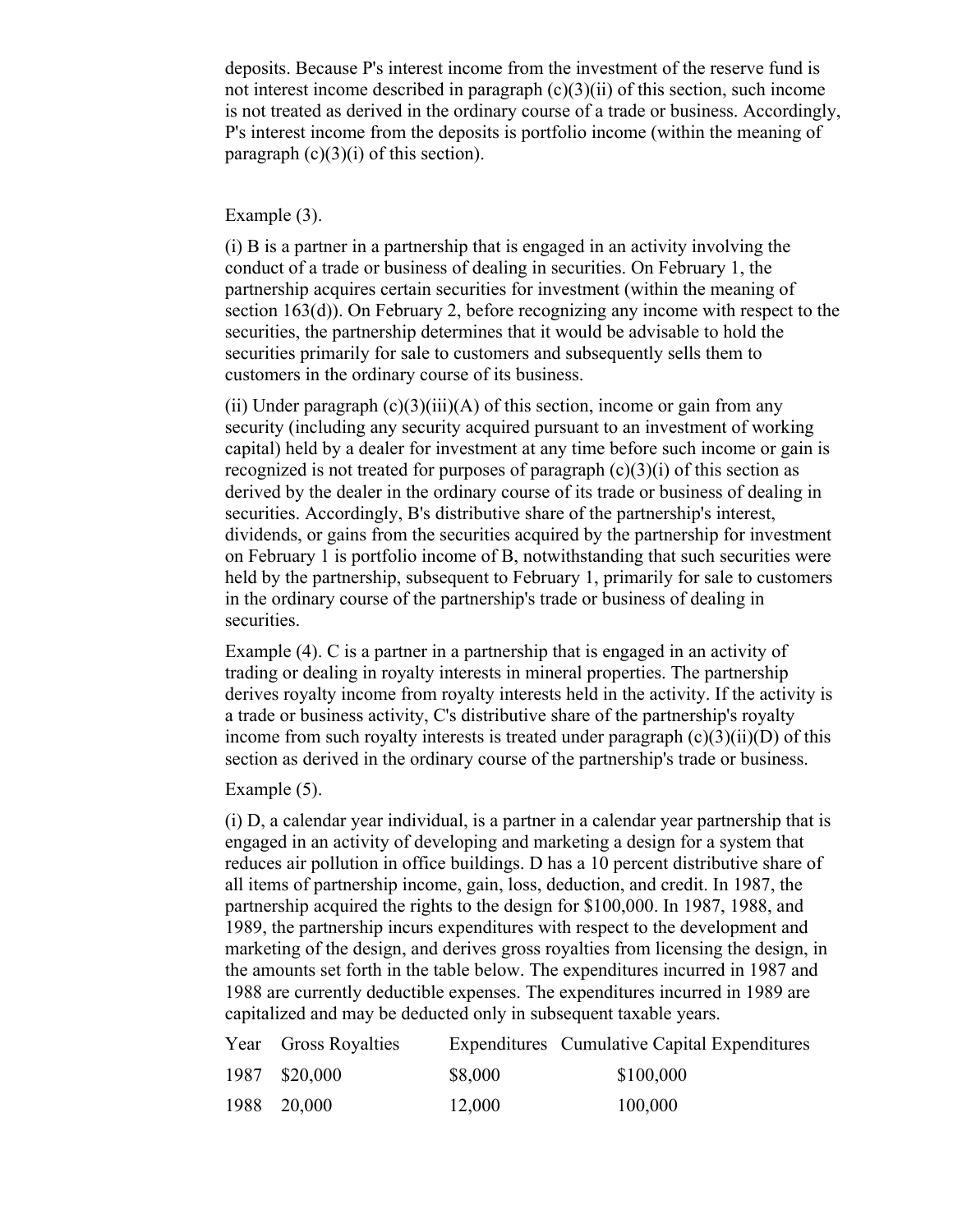deposits. Because P's interest income from the investment of the reserve fund is not interest income described in paragraph (c)(3)(ii) of this section, such income is not treated as derived in the ordinary course of a trade or business. Accordingly, P's interest income from the deposits is portfolio income (within the meaning of paragraph (c)(3)(i) of this section).

Example (3).

(i) B is a partner in a partnership that is engaged in an activity involving the conduct of a trade or business of dealing in securities. On February 1, the partnership acquires certain securities for investment (within the meaning of section 163(d)). On February 2, before recognizing any income with respect to the securities, the partnership determines that it would be advisable to hold the securities primarily for sale to customers and subsequently sells them to customers in the ordinary course of its business.

(ii) Under paragraph (c)(3)(iii)(A) of this section, income or gain from any security (including any security acquired pursuant to an investment of working capital) held by a dealer for investment at any time before such income or gain is recognized is not treated for purposes of paragraph (c)(3)(i) of this section as derived by the dealer in the ordinary course of its trade or business of dealing in securities. Accordingly, B's distributive share of the partnership's interest, dividends, or gains from the securities acquired by the partnership for investment on February 1 is portfolio income of B, notwithstanding that such securities were held by the partnership, subsequent to February 1, primarily for sale to customers in the ordinary course of the partnership's trade or business of dealing in securities.

Example (4). C is a partner in a partnership that is engaged in an activity of trading or dealing in royalty interests in mineral properties. The partnership derives royalty income from royalty interests held in the activity. If the activity is a trade or business activity, C's distributive share of the partnership's royalty income from such royalty interests is treated under paragraph (c)(3)(ii)(D) of this section as derived in the ordinary course of the partnership's trade or business.

Example (5).

(i) D, a calendar year individual, is a partner in a calendar year partnership that is engaged in an activity of developing and marketing a design for a system that reduces air pollution in office buildings. D has a 10 percent distributive share of all items of partnership income, gain, loss, deduction, and credit. In 1987, the partnership acquired the rights to the design for $100,000. In 1987, 1988, and 1989, the partnership incurs expenditures with respect to the development and marketing of the design, and derives gross royalties from licensing the design, in the amounts set forth in the table below. The expenditures incurred in 1987 and 1988 are currently deductible expenses. The expenditures incurred in 1989 are capitalized and may be deducted only in subsequent taxable years.

| Year | Gross Royalties | Expenditures | Cumulative Capital Expenditures |
|---|---|---|---|
| 1987 | $20,000 | $8,000 | $100,000 |
| 1988 | 20,000 | 12,000 | 100,000 |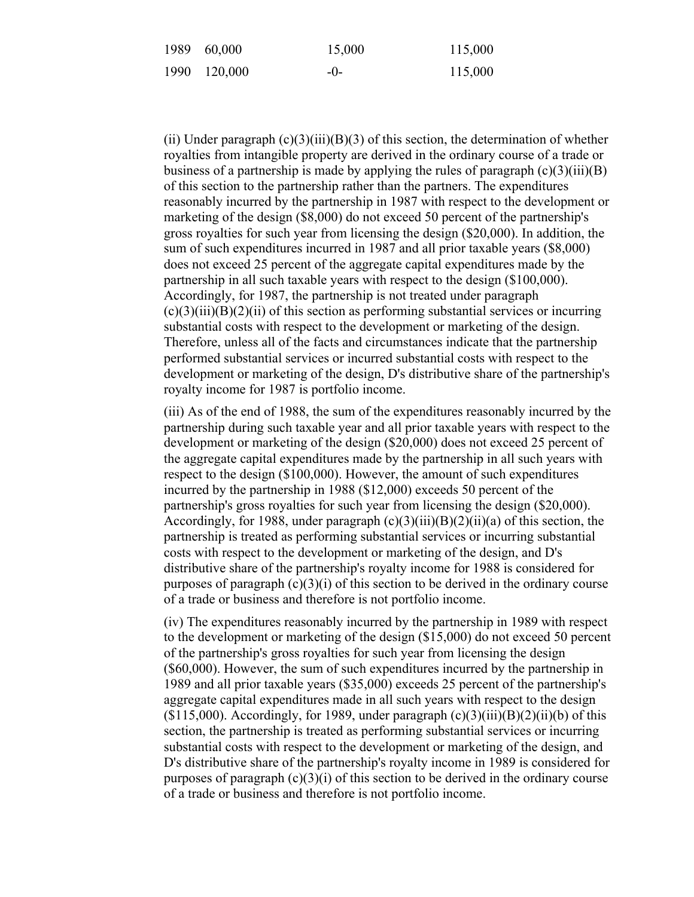| | | | |
|---|---|---|---|
| 1989 | 60,000 | 15,000 | 115,000 |
| 1990 | 120,000 | -0- | 115,000 |

(ii) Under paragraph (c)(3)(iii)(B)(3) of this section, the determination of whether royalties from intangible property are derived in the ordinary course of a trade or business of a partnership is made by applying the rules of paragraph (c)(3)(iii)(B) of this section to the partnership rather than the partners. The expenditures reasonably incurred by the partnership in 1987 with respect to the development or marketing of the design ($8,000) do not exceed 50 percent of the partnership's gross royalties for such year from licensing the design ($20,000). In addition, the sum of such expenditures incurred in 1987 and all prior taxable years ($8,000) does not exceed 25 percent of the aggregate capital expenditures made by the partnership in all such taxable years with respect to the design ($100,000). Accordingly, for 1987, the partnership is not treated under paragraph (c)(3)(iii)(B)(2)(ii) of this section as performing substantial services or incurring substantial costs with respect to the development or marketing of the design. Therefore, unless all of the facts and circumstances indicate that the partnership performed substantial services or incurred substantial costs with respect to the development or marketing of the design, D's distributive share of the partnership's royalty income for 1987 is portfolio income.

(iii) As of the end of 1988, the sum of the expenditures reasonably incurred by the partnership during such taxable year and all prior taxable years with respect to the development or marketing of the design ($20,000) does not exceed 25 percent of the aggregate capital expenditures made by the partnership in all such years with respect to the design ($100,000). However, the amount of such expenditures incurred by the partnership in 1988 ($12,000) exceeds 50 percent of the partnership's gross royalties for such year from licensing the design ($20,000). Accordingly, for 1988, under paragraph (c)(3)(iii)(B)(2)(ii)(a) of this section, the partnership is treated as performing substantial services or incurring substantial costs with respect to the development or marketing of the design, and D's distributive share of the partnership's royalty income for 1988 is considered for purposes of paragraph (c)(3)(i) of this section to be derived in the ordinary course of a trade or business and therefore is not portfolio income.

(iv) The expenditures reasonably incurred by the partnership in 1989 with respect to the development or marketing of the design ($15,000) do not exceed 50 percent of the partnership's gross royalties for such year from licensing the design ($60,000). However, the sum of such expenditures incurred by the partnership in 1989 and all prior taxable years ($35,000) exceeds 25 percent of the partnership's aggregate capital expenditures made in all such years with respect to the design ($115,000). Accordingly, for 1989, under paragraph (c)(3)(iii)(B)(2)(ii)(b) of this section, the partnership is treated as performing substantial services or incurring substantial costs with respect to the development or marketing of the design, and D's distributive share of the partnership's royalty income in 1989 is considered for purposes of paragraph (c)(3)(i) of this section to be derived in the ordinary course of a trade or business and therefore is not portfolio income.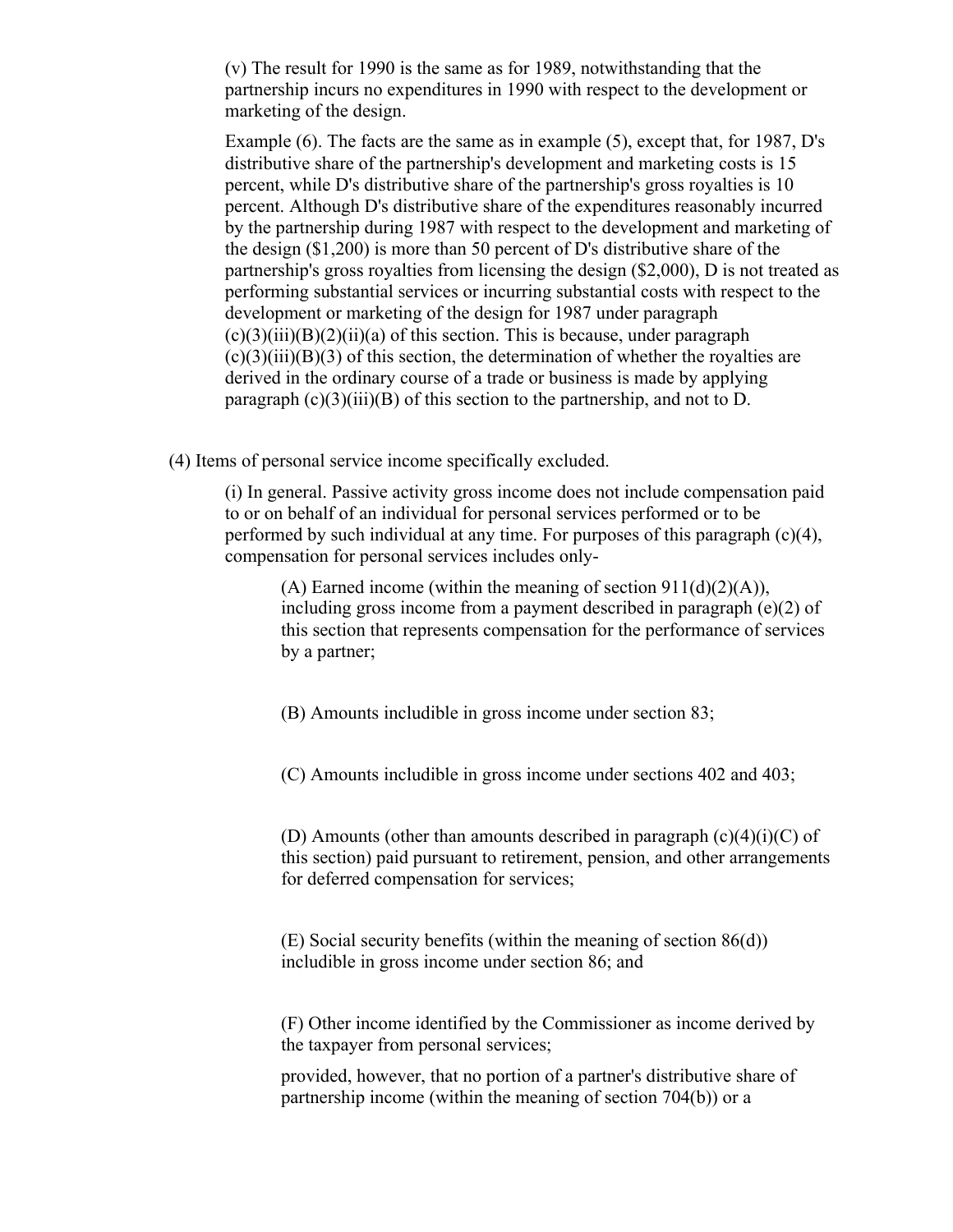(v) The result for 1990 is the same as for 1989, notwithstanding that the partnership incurs no expenditures in 1990 with respect to the development or marketing of the design.

Example (6). The facts are the same as in example (5), except that, for 1987, D's distributive share of the partnership's development and marketing costs is 15 percent, while D's distributive share of the partnership's gross royalties is 10 percent. Although D's distributive share of the expenditures reasonably incurred by the partnership during 1987 with respect to the development and marketing of the design ($1,200) is more than 50 percent of D's distributive share of the partnership's gross royalties from licensing the design ($2,000), D is not treated as performing substantial services or incurring substantial costs with respect to the development or marketing of the design for 1987 under paragraph (c)(3)(iii)(B)(2)(ii)(a) of this section. This is because, under paragraph (c)(3)(iii)(B)(3) of this section, the determination of whether the royalties are derived in the ordinary course of a trade or business is made by applying paragraph (c)(3)(iii)(B) of this section to the partnership, and not to D.

(4) Items of personal service income specifically excluded.

(i) In general. Passive activity gross income does not include compensation paid to or on behalf of an individual for personal services performed or to be performed by such individual at any time. For purposes of this paragraph (c)(4), compensation for personal services includes only-

(A) Earned income (within the meaning of section 911(d)(2)(A)), including gross income from a payment described in paragraph (e)(2) of this section that represents compensation for the performance of services by a partner;

(B) Amounts includible in gross income under section 83;

(C) Amounts includible in gross income under sections 402 and 403;

(D) Amounts (other than amounts described in paragraph (c)(4)(i)(C) of this section) paid pursuant to retirement, pension, and other arrangements for deferred compensation for services;

(E) Social security benefits (within the meaning of section 86(d)) includible in gross income under section 86; and

(F) Other income identified by the Commissioner as income derived by the taxpayer from personal services;

provided, however, that no portion of a partner's distributive share of partnership income (within the meaning of section 704(b)) or a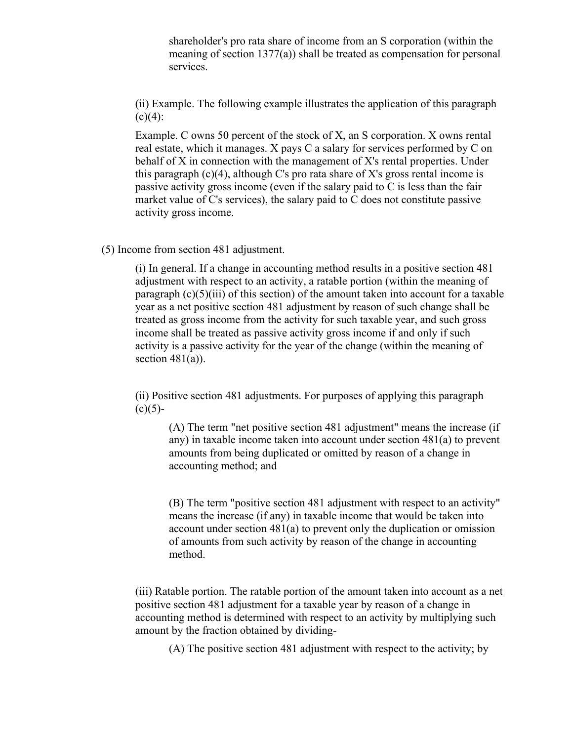shareholder's pro rata share of income from an S corporation (within the meaning of section 1377(a)) shall be treated as compensation for personal services.

(ii) Example. The following example illustrates the application of this paragraph (c)(4):

Example. C owns 50 percent of the stock of X, an S corporation. X owns rental real estate, which it manages. X pays C a salary for services performed by C on behalf of X in connection with the management of X's rental properties. Under this paragraph (c)(4), although C's pro rata share of X's gross rental income is passive activity gross income (even if the salary paid to C is less than the fair market value of C's services), the salary paid to C does not constitute passive activity gross income.

(5) Income from section 481 adjustment.

(i) In general. If a change in accounting method results in a positive section 481 adjustment with respect to an activity, a ratable portion (within the meaning of paragraph (c)(5)(iii) of this section) of the amount taken into account for a taxable year as a net positive section 481 adjustment by reason of such change shall be treated as gross income from the activity for such taxable year, and such gross income shall be treated as passive activity gross income if and only if such activity is a passive activity for the year of the change (within the meaning of section 481(a)).

(ii) Positive section 481 adjustments. For purposes of applying this paragraph (c)(5)-

(A) The term "net positive section 481 adjustment" means the increase (if any) in taxable income taken into account under section 481(a) to prevent amounts from being duplicated or omitted by reason of a change in accounting method; and

(B) The term "positive section 481 adjustment with respect to an activity" means the increase (if any) in taxable income that would be taken into account under section 481(a) to prevent only the duplication or omission of amounts from such activity by reason of the change in accounting method.

(iii) Ratable portion. The ratable portion of the amount taken into account as a net positive section 481 adjustment for a taxable year by reason of a change in accounting method is determined with respect to an activity by multiplying such amount by the fraction obtained by dividing-

(A) The positive section 481 adjustment with respect to the activity; by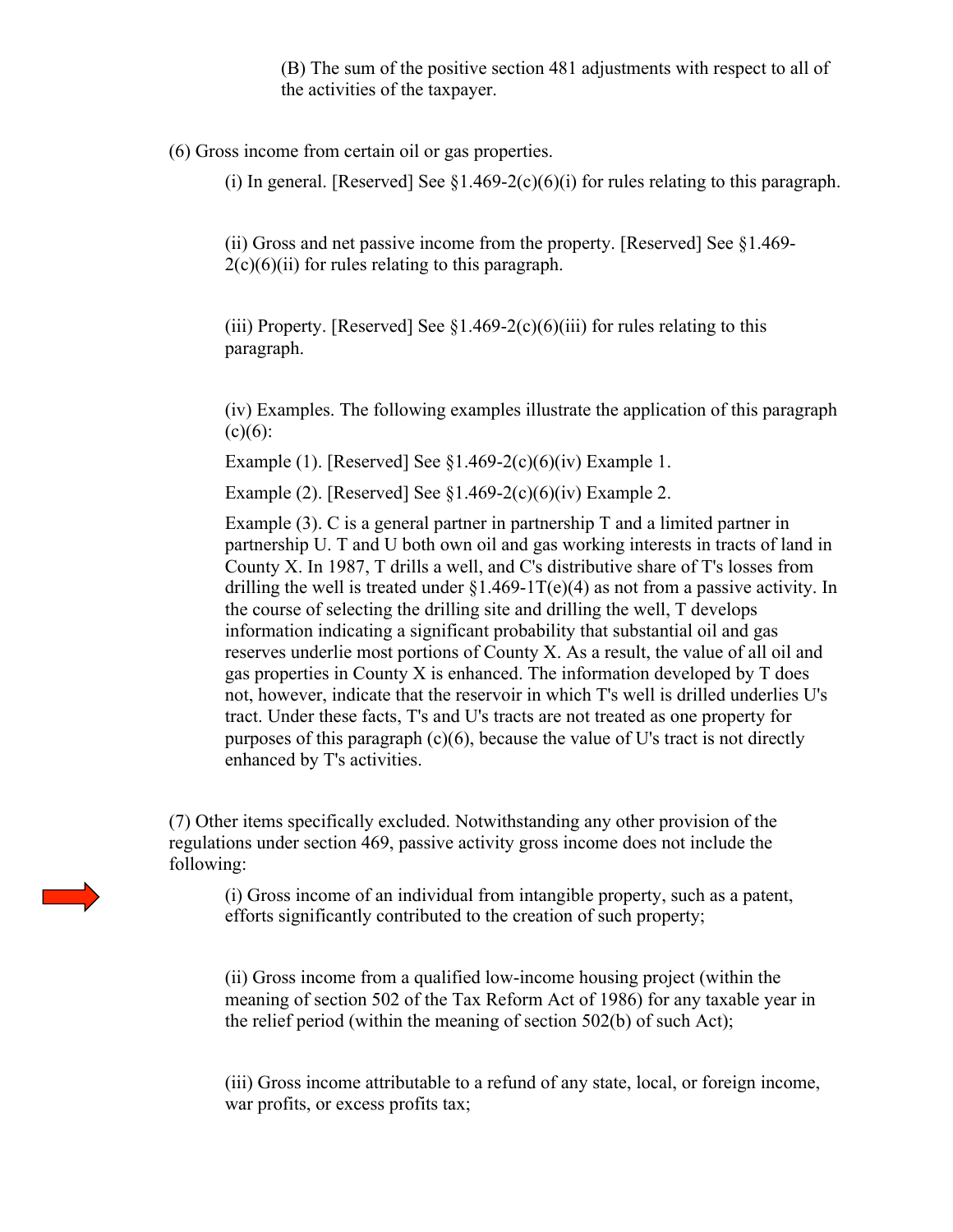(B) The sum of the positive section 481 adjustments with respect to all of the activities of the taxpayer.

(6) Gross income from certain oil or gas properties.

(i) In general. [Reserved] See §1.469-2(c)(6)(i) for rules relating to this paragraph.

(ii) Gross and net passive income from the property. [Reserved] See §1.469-2(c)(6)(ii) for rules relating to this paragraph.

(iii) Property. [Reserved] See §1.469-2(c)(6)(iii) for rules relating to this paragraph.

(iv) Examples. The following examples illustrate the application of this paragraph (c)(6):

Example (1). [Reserved] See §1.469-2(c)(6)(iv) Example 1.

Example (2). [Reserved] See §1.469-2(c)(6)(iv) Example 2.

Example (3). C is a general partner in partnership T and a limited partner in partnership U. T and U both own oil and gas working interests in tracts of land in County X. In 1987, T drills a well, and C's distributive share of T's losses from drilling the well is treated under §1.469-1T(e)(4) as not from a passive activity. In the course of selecting the drilling site and drilling the well, T develops information indicating a significant probability that substantial oil and gas reserves underlie most portions of County X. As a result, the value of all oil and gas properties in County X is enhanced. The information developed by T does not, however, indicate that the reservoir in which T's well is drilled underlies U's tract. Under these facts, T's and U's tracts are not treated as one property for purposes of this paragraph (c)(6), because the value of U's tract is not directly enhanced by T's activities.

(7) Other items specifically excluded. Notwithstanding any other provision of the regulations under section 469, passive activity gross income does not include the following:

(i) Gross income of an individual from intangible property, such as a patent, efforts significantly contributed to the creation of such property;

(ii) Gross income from a qualified low-income housing project (within the meaning of section 502 of the Tax Reform Act of 1986) for any taxable year in the relief period (within the meaning of section 502(b) of such Act);

(iii) Gross income attributable to a refund of any state, local, or foreign income, war profits, or excess profits tax;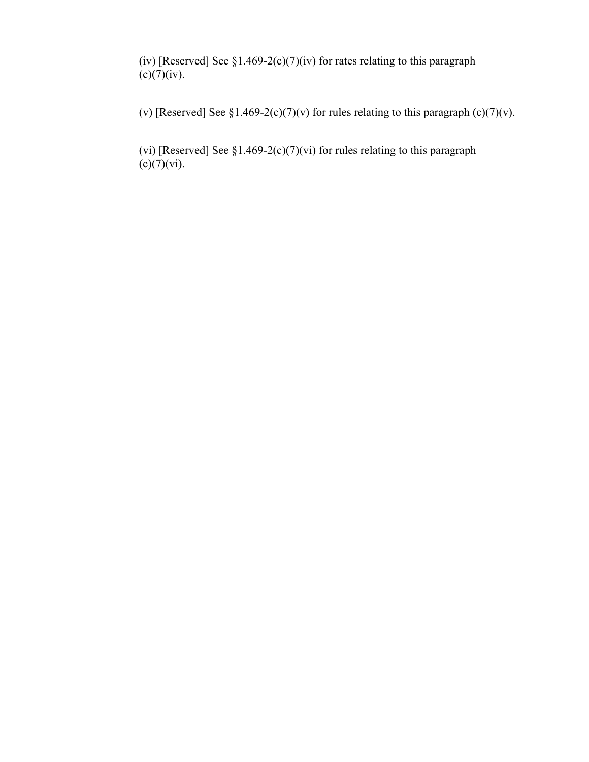(iv) [Reserved] See §1.469-2(c)(7)(iv) for rates relating to this paragraph (c)(7)(iv).

(v) [Reserved] See §1.469-2(c)(7)(v) for rules relating to this paragraph (c)(7)(v).

(vi) [Reserved] See §1.469-2(c)(7)(vi) for rules relating to this paragraph (c)(7)(vi).